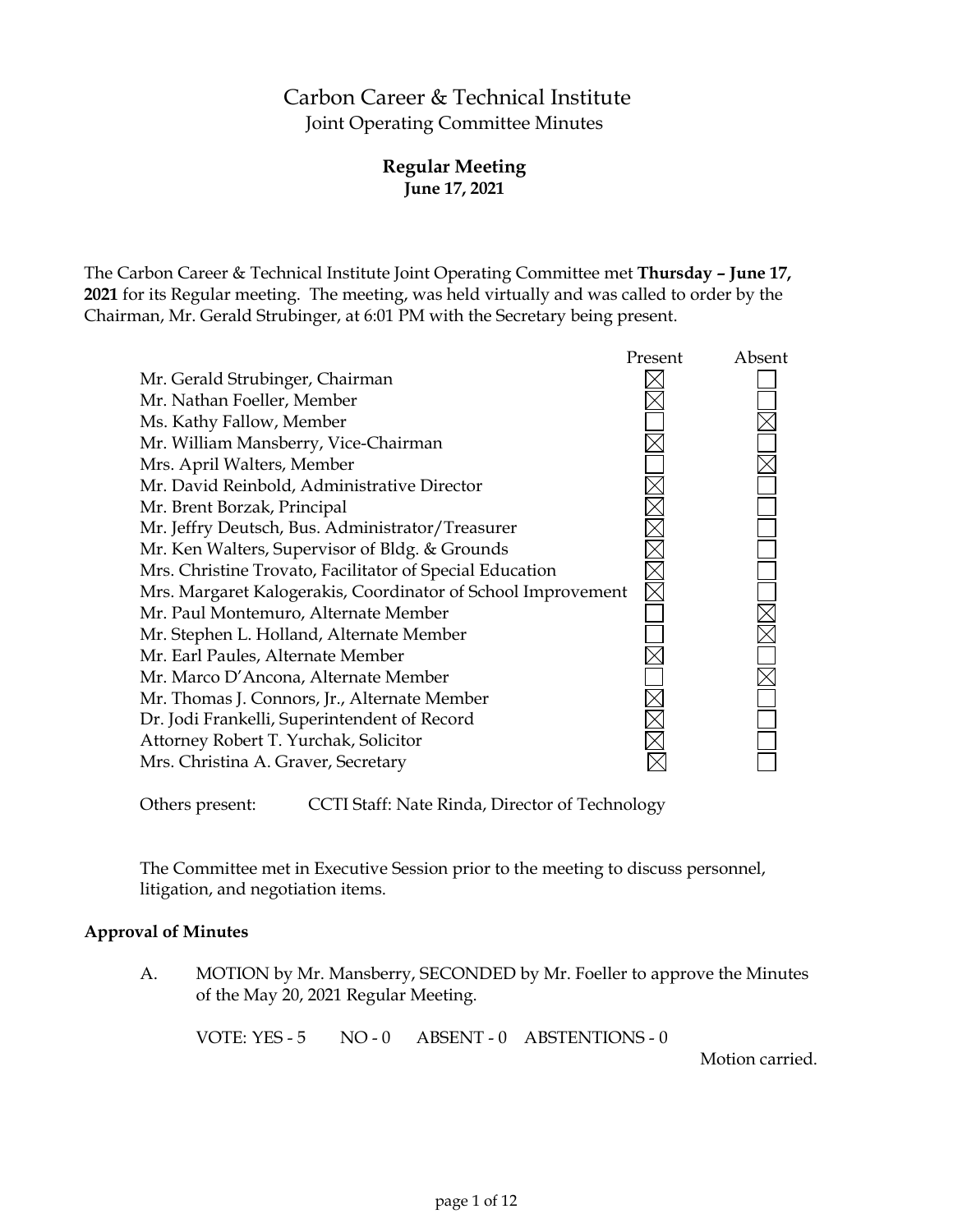# Carbon Career & Technical Institute

Joint Operating Committee Minutes

## Regular Meeting

**June 17, 2021**

The Carbon Career & Technical Institute Joint Operating Committee met **Thursday – June 17, 2021** for its Regular meeting. The meeting, was held virtually and was called to order by the Chairman, Mr. Gerald Strubinger, at 6:01 PM with the Secretary being present.

| | Present | Absent |
|---|---|---|
| Mr. Gerald Strubinger, Chairman | ☒ | ☐ |
| Mr. Nathan Foeller, Member | ☒ | ☐ |
| Ms. Kathy Fallow, Member | ☐ | ☒ |
| Mr. William Mansberry, Vice-Chairman | ☒ | ☐ |
| Mrs. April Walters, Member | ☐ | ☒ |
| Mr. David Reinbold, Administrative Director | ☒ | ☐ |
| Mr. Brent Borzak, Principal | ☒ | ☐ |
| Mr. Jeffry Deutsch, Bus. Administrator/Treasurer | ☒ | ☐ |
| Mr. Ken Walters, Supervisor of Bldg. & Grounds | ☒ | ☐ |
| Mrs. Christine Trovato, Facilitator of Special Education | ☒ | ☐ |
| Mrs. Margaret Kalogerakis, Coordinator of School Improvement | ☒ | ☐ |
| Mr. Paul Montemuro, Alternate Member | ☐ | ☒ |
| Mr. Stephen L. Holland, Alternate Member | ☐ | ☒ |
| Mr. Earl Paules, Alternate Member | ☒ | ☐ |
| Mr. Marco D'Ancona, Alternate Member | ☐ | ☒ |
| Mr. Thomas J. Connors, Jr., Alternate Member | ☒ | ☐ |
| Dr. Jodi Frankelli, Superintendent of Record | ☒ | ☐ |
| Attorney Robert T. Yurchak, Solicitor | ☒ | ☐ |
| Mrs. Christina A. Graver, Secretary | ☒ | ☐ |

Others present: CCTI Staff: Nate Rinda, Director of Technology

The Committee met in Executive Session prior to the meeting to discuss personnel, litigation, and negotiation items.

**Approval of Minutes**

A. MOTION by Mr. Mansberry, SECONDED by Mr. Foeller to approve the Minutes of the May 20, 2021 Regular Meeting.

VOTE: YES - 5 NO - 0 ABSENT - 0 ABSTENTIONS - 0

Motion carried.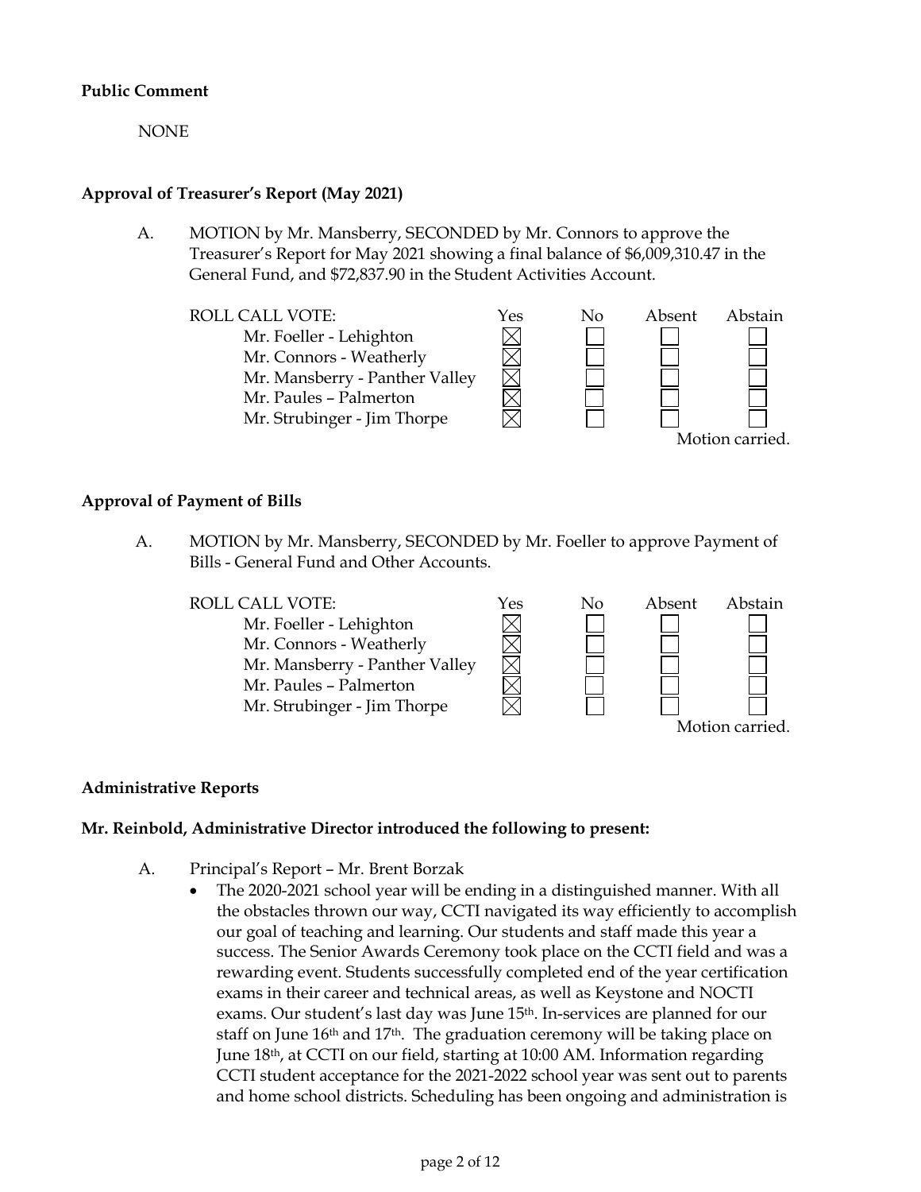**Public Comment**

NONE

**Approval of Treasurer's Report (May 2021)**

A. MOTION by Mr. Mansberry, SECONDED by Mr. Connors to approve the Treasurer's Report for May 2021 showing a final balance of $6,009,310.47 in the General Fund, and $72,837.90 in the Student Activities Account.

| ROLL CALL VOTE: | Yes | No | Absent | Abstain |
|---|---|---|---|---|
| Mr. Foeller - Lehighton | ☒ | ☐ | ☐ | ☐ |
| Mr. Connors - Weatherly | ☒ | ☐ | ☐ | ☐ |
| Mr. Mansberry - Panther Valley | ☒ | ☐ | ☐ | ☐ |
| Mr. Paules – Palmerton | ☒ | ☐ | ☐ | ☐ |
| Mr. Strubinger - Jim Thorpe | ☒ | ☐ | ☐ | ☐ |

Motion carried.

**Approval of Payment of Bills**

A. MOTION by Mr. Mansberry, SECONDED by Mr. Foeller to approve Payment of Bills - General Fund and Other Accounts.

| ROLL CALL VOTE: | Yes | No | Absent | Abstain |
|---|---|---|---|---|
| Mr. Foeller - Lehighton | ☒ | ☐ | ☐ | ☐ |
| Mr. Connors - Weatherly | ☒ | ☐ | ☐ | ☐ |
| Mr. Mansberry - Panther Valley | ☒ | ☐ | ☐ | ☐ |
| Mr. Paules – Palmerton | ☒ | ☐ | ☐ | ☐ |
| Mr. Strubinger - Jim Thorpe | ☒ | ☐ | ☐ | ☐ |

Motion carried.

**Administrative Reports**

**Mr. Reinbold, Administrative Director introduced the following to present:**

A. Principal's Report – Mr. Brent Borzak

- The 2020-2021 school year will be ending in a distinguished manner. With all the obstacles thrown our way, CCTI navigated its way efficiently to accomplish our goal of teaching and learning. Our students and staff made this year a success. The Senior Awards Ceremony took place on the CCTI field and was a rewarding event. Students successfully completed end of the year certification exams in their career and technical areas, as well as Keystone and NOCTI exams. Our student's last day was June 15th. In-services are planned for our staff on June 16th and 17th. The graduation ceremony will be taking place on June 18th, at CCTI on our field, starting at 10:00 AM. Information regarding CCTI student acceptance for the 2021-2022 school year was sent out to parents and home school districts. Scheduling has been ongoing and administration is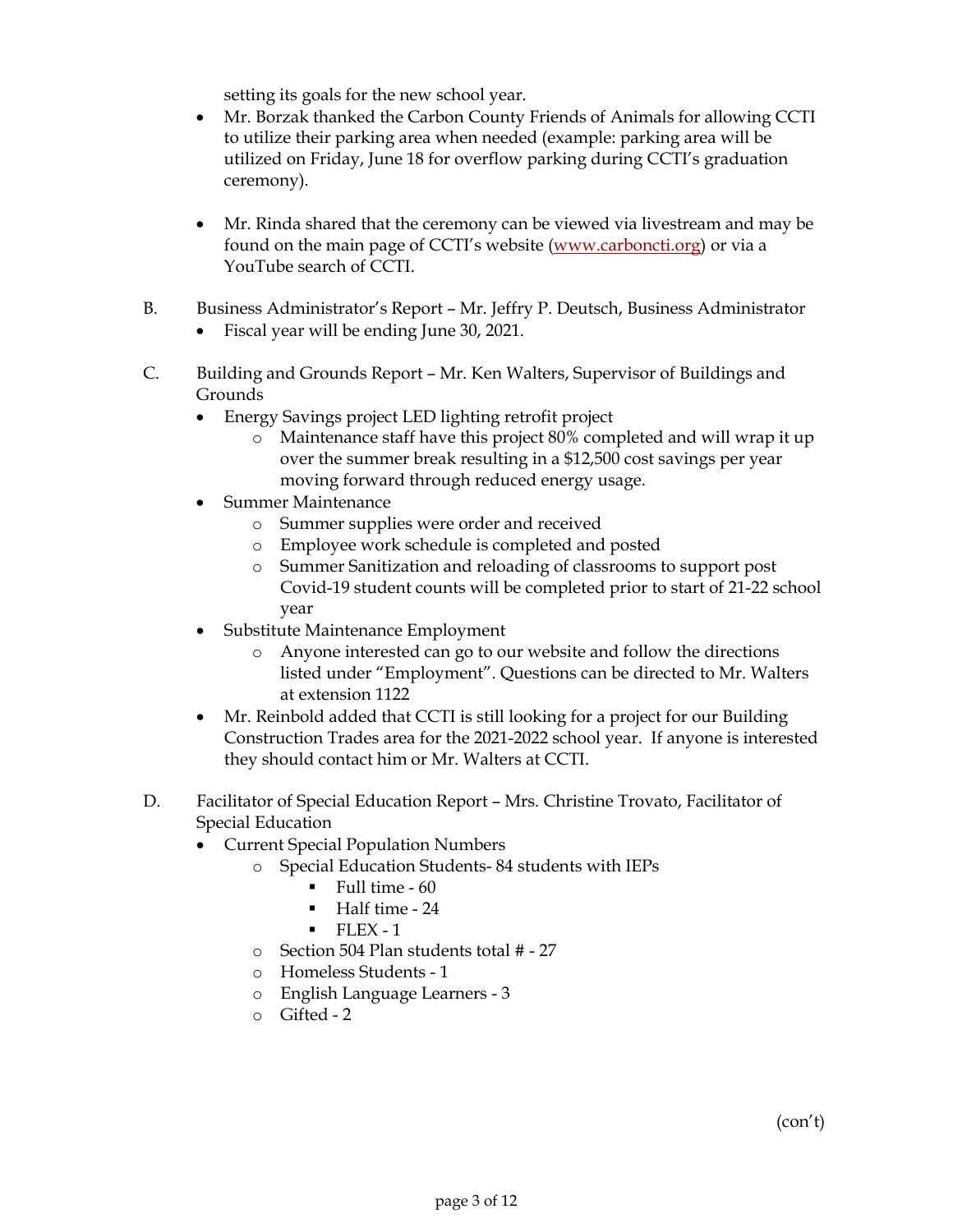setting its goals for the new school year.

- Mr. Borzak thanked the Carbon County Friends of Animals for allowing CCTI to utilize their parking area when needed (example: parking area will be utilized on Friday, June 18 for overflow parking during CCTI's graduation ceremony).

- Mr. Rinda shared that the ceremony can be viewed via livestream and may be found on the main page of CCTI's website (www.carboncti.org) or via a YouTube search of CCTI.

B. Business Administrator's Report – Mr. Jeffry P. Deutsch, Business Administrator
- Fiscal year will be ending June 30, 2021.

C. Building and Grounds Report – Mr. Ken Walters, Supervisor of Buildings and Grounds
- Energy Savings project LED lighting retrofit project
  - Maintenance staff have this project 80% completed and will wrap it up over the summer break resulting in a $12,500 cost savings per year moving forward through reduced energy usage.
- Summer Maintenance
  - Summer supplies were order and received
  - Employee work schedule is completed and posted
  - Summer Sanitization and reloading of classrooms to support post Covid-19 student counts will be completed prior to start of 21-22 school year
- Substitute Maintenance Employment
  - Anyone interested can go to our website and follow the directions listed under "Employment". Questions can be directed to Mr. Walters at extension 1122
- Mr. Reinbold added that CCTI is still looking for a project for our Building Construction Trades area for the 2021-2022 school year. If anyone is interested they should contact him or Mr. Walters at CCTI.

D. Facilitator of Special Education Report – Mrs. Christine Trovato, Facilitator of Special Education
- Current Special Population Numbers
  - Special Education Students- 84 students with IEPs
    - Full time - 60
    - Half time - 24
    - FLEX - 1
  - Section 504 Plan students total # - 27
  - Homeless Students - 1
  - English Language Learners - 3
  - Gifted - 2

(con't)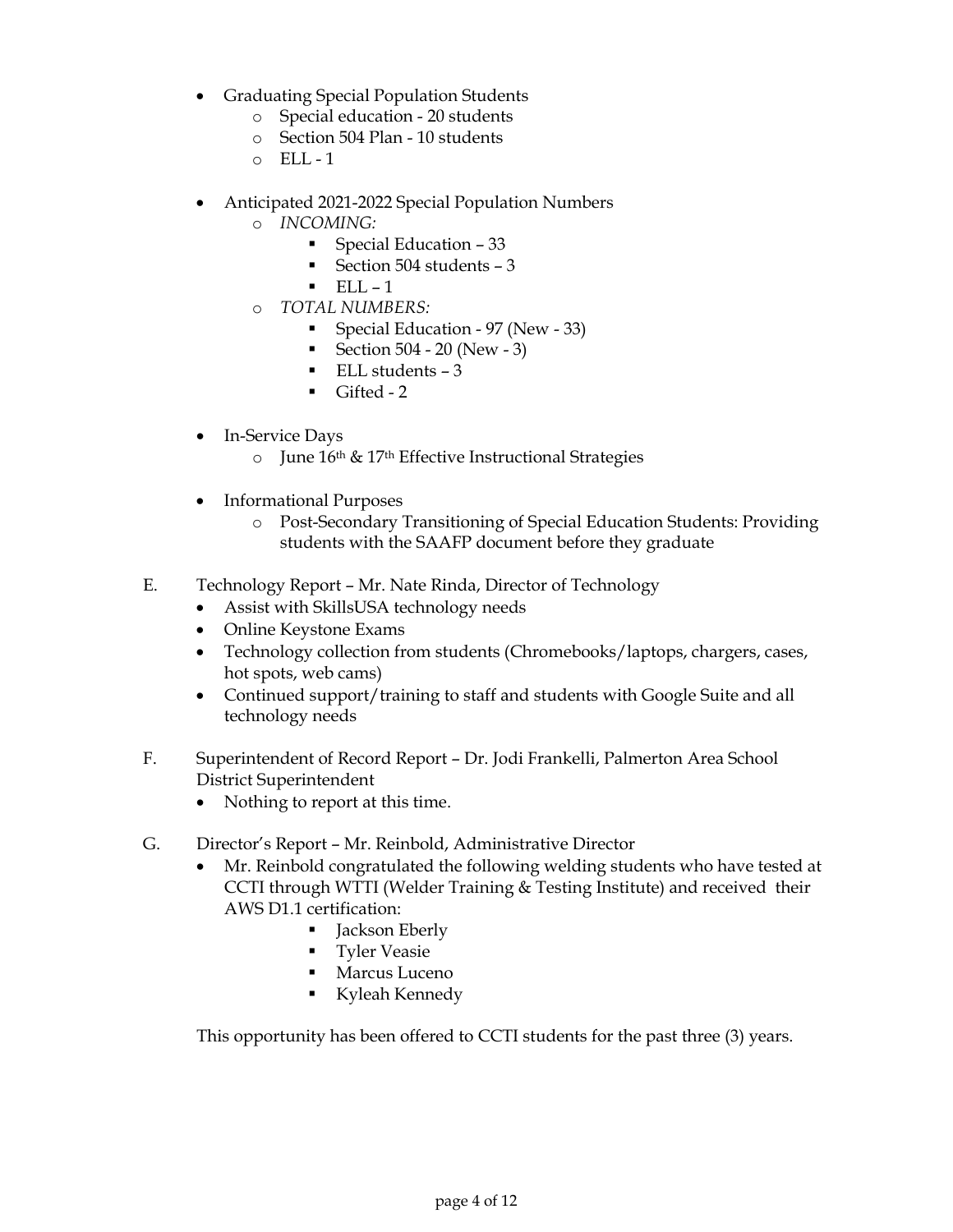- Graduating Special Population Students
  - Special education - 20 students
  - Section 504 Plan - 10 students
  - ELL - 1

- Anticipated 2021-2022 Special Population Numbers
  - *INCOMING:*
    - Special Education – 33
    - Section 504 students – 3
    - ELL – 1
  - *TOTAL NUMBERS:*
    - Special Education - 97 (New - 33)
    - Section 504 - 20 (New - 3)
    - ELL students – 3
    - Gifted - 2

- In-Service Days
  - June 16th & 17th Effective Instructional Strategies

- Informational Purposes
  - Post-Secondary Transitioning of Special Education Students: Providing students with the SAAFP document before they graduate

E. Technology Report – Mr. Nate Rinda, Director of Technology
- Assist with SkillsUSA technology needs
- Online Keystone Exams
- Technology collection from students (Chromebooks/laptops, chargers, cases, hot spots, web cams)
- Continued support/training to staff and students with Google Suite and all technology needs

F. Superintendent of Record Report – Dr. Jodi Frankelli, Palmerton Area School District Superintendent
- Nothing to report at this time.

G. Director's Report – Mr. Reinbold, Administrative Director
- Mr. Reinbold congratulated the following welding students who have tested at CCTI through WTTI (Welder Training & Testing Institute) and received their AWS D1.1 certification:
  - Jackson Eberly
  - Tyler Veasie
  - Marcus Luceno
  - Kyleah Kennedy

This opportunity has been offered to CCTI students for the past three (3) years.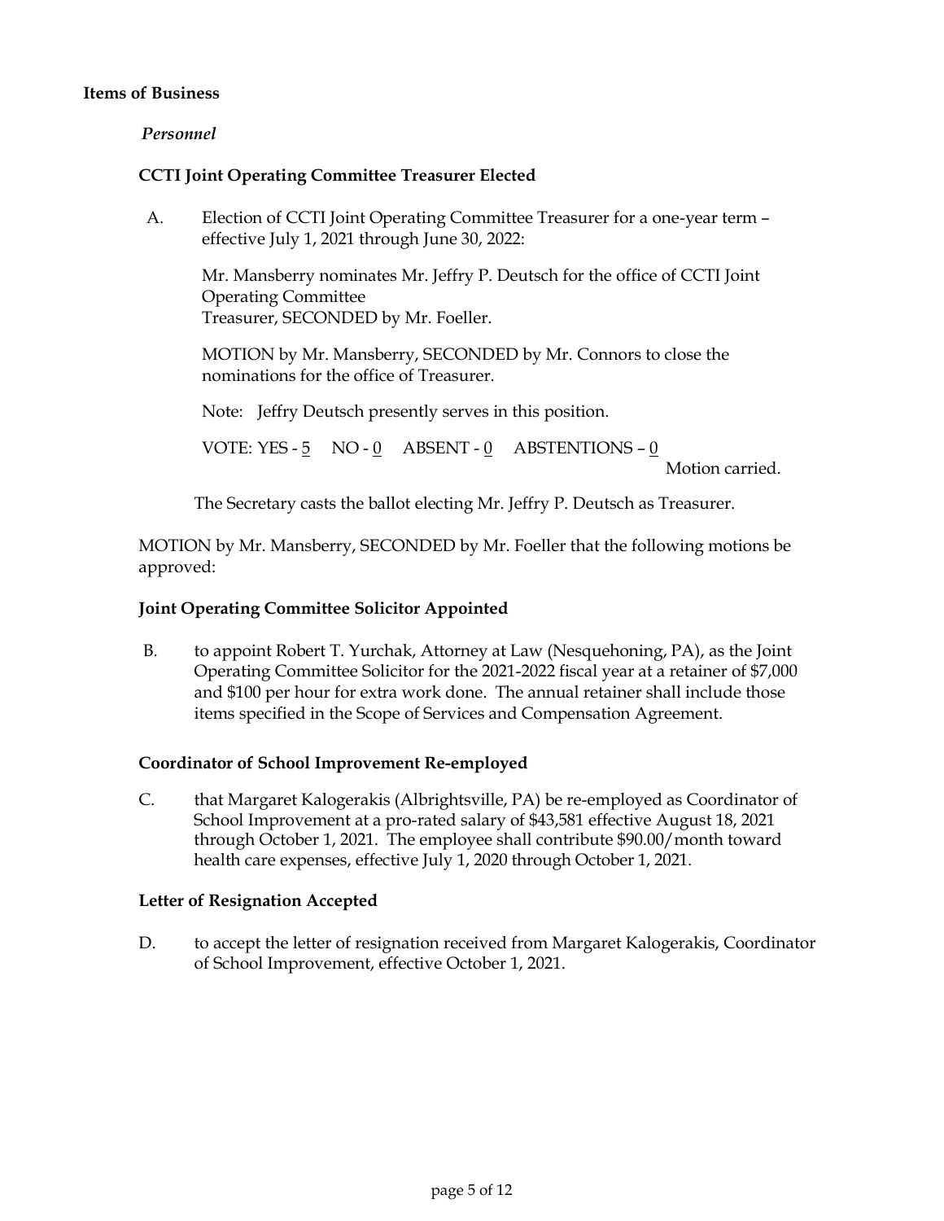**Items of Business**

*Personnel*

**CCTI Joint Operating Committee Treasurer Elected**

A. Election of CCTI Joint Operating Committee Treasurer for a one-year term – effective July 1, 2021 through June 30, 2022:

Mr. Mansberry nominates Mr. Jeffry P. Deutsch for the office of CCTI Joint Operating Committee
Treasurer, SECONDED by Mr. Foeller.

MOTION by Mr. Mansberry, SECONDED by Mr. Connors to close the nominations for the office of Treasurer.

Note: Jeffry Deutsch presently serves in this position.

VOTE: YES - 5 NO - 0 ABSENT - 0 ABSTENTIONS – 0

Motion carried.

The Secretary casts the ballot electing Mr. Jeffry P. Deutsch as Treasurer.

MOTION by Mr. Mansberry, SECONDED by Mr. Foeller that the following motions be approved:

**Joint Operating Committee Solicitor Appointed**

B. to appoint Robert T. Yurchak, Attorney at Law (Nesquehoning, PA), as the Joint Operating Committee Solicitor for the 2021-2022 fiscal year at a retainer of $7,000 and $100 per hour for extra work done. The annual retainer shall include those items specified in the Scope of Services and Compensation Agreement.

**Coordinator of School Improvement Re-employed**

C. that Margaret Kalogerakis (Albrightsville, PA) be re-employed as Coordinator of School Improvement at a pro-rated salary of $43,581 effective August 18, 2021 through October 1, 2021. The employee shall contribute $90.00/month toward health care expenses, effective July 1, 2020 through October 1, 2021.

**Letter of Resignation Accepted**

D. to accept the letter of resignation received from Margaret Kalogerakis, Coordinator of School Improvement, effective October 1, 2021.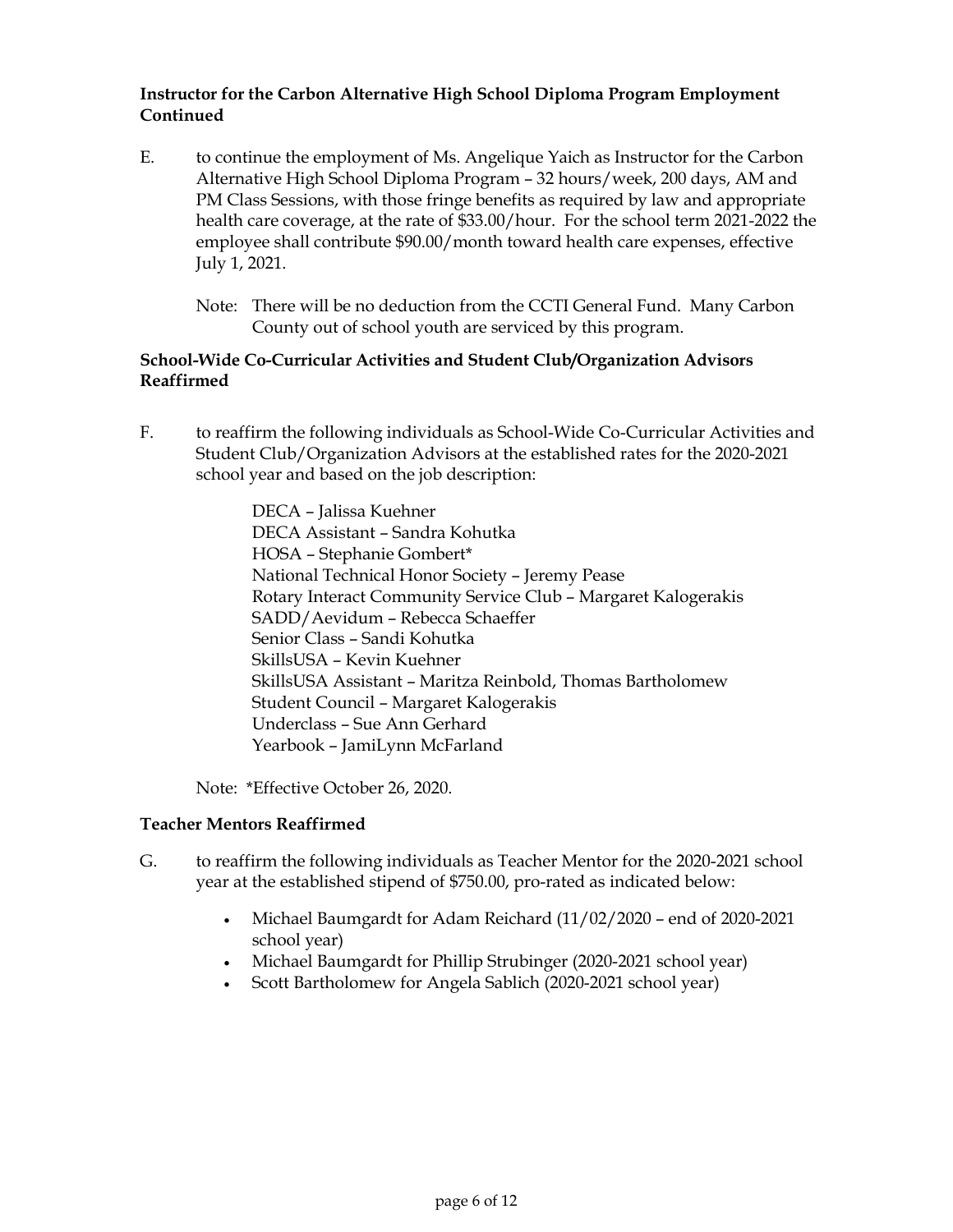**Instructor for the Carbon Alternative High School Diploma Program Employment Continued**

E. to continue the employment of Ms. Angelique Yaich as Instructor for the Carbon Alternative High School Diploma Program – 32 hours/week, 200 days, AM and PM Class Sessions, with those fringe benefits as required by law and appropriate health care coverage, at the rate of $33.00/hour. For the school term 2021-2022 the employee shall contribute $90.00/month toward health care expenses, effective July 1, 2021.

Note: There will be no deduction from the CCTI General Fund. Many Carbon County out of school youth are serviced by this program.

**School-Wide Co-Curricular Activities and Student Club/Organization Advisors Reaffirmed**

F. to reaffirm the following individuals as School-Wide Co-Curricular Activities and Student Club/Organization Advisors at the established rates for the 2020-2021 school year and based on the job description:

DECA – Jalissa Kuehner
DECA Assistant – Sandra Kohutka
HOSA – Stephanie Gombert*
National Technical Honor Society – Jeremy Pease
Rotary Interact Community Service Club – Margaret Kalogerakis
SADD/Aevidum – Rebecca Schaeffer
Senior Class – Sandi Kohutka
SkillsUSA – Kevin Kuehner
SkillsUSA Assistant – Maritza Reinbold, Thomas Bartholomew
Student Council – Margaret Kalogerakis
Underclass – Sue Ann Gerhard
Yearbook – JamiLynn McFarland

Note: *Effective October 26, 2020.

**Teacher Mentors Reaffirmed**

G. to reaffirm the following individuals as Teacher Mentor for the 2020-2021 school year at the established stipend of $750.00, pro-rated as indicated below:

- Michael Baumgardt for Adam Reichard (11/02/2020 – end of 2020-2021 school year)
- Michael Baumgardt for Phillip Strubinger (2020-2021 school year)
- Scott Bartholomew for Angela Sablich (2020-2021 school year)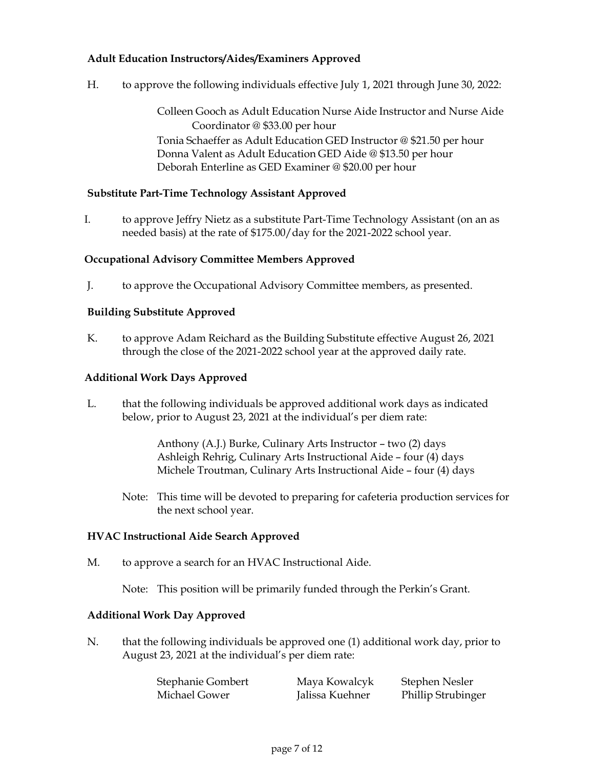**Adult Education Instructors/Aides/Examiners Approved**

H. to approve the following individuals effective July 1, 2021 through June 30, 2022:

Colleen Gooch as Adult Education Nurse Aide Instructor and Nurse Aide Coordinator @ $33.00 per hour
Tonia Schaeffer as Adult Education GED Instructor @ $21.50 per hour
Donna Valent as Adult Education GED Aide @ $13.50 per hour
Deborah Enterline as GED Examiner @ $20.00 per hour

**Substitute Part-Time Technology Assistant Approved**

I. to approve Jeffry Nietz as a substitute Part-Time Technology Assistant (on an as needed basis) at the rate of $175.00/day for the 2021-2022 school year.

**Occupational Advisory Committee Members Approved**

J. to approve the Occupational Advisory Committee members, as presented.

**Building Substitute Approved**

K. to approve Adam Reichard as the Building Substitute effective August 26, 2021 through the close of the 2021-2022 school year at the approved daily rate.

**Additional Work Days Approved**

L. that the following individuals be approved additional work days as indicated below, prior to August 23, 2021 at the individual's per diem rate:

Anthony (A.J.) Burke, Culinary Arts Instructor – two (2) days
Ashleigh Rehrig, Culinary Arts Instructional Aide – four (4) days
Michele Troutman, Culinary Arts Instructional Aide – four (4) days

Note: This time will be devoted to preparing for cafeteria production services for the next school year.

**HVAC Instructional Aide Search Approved**

M. to approve a search for an HVAC Instructional Aide.

Note: This position will be primarily funded through the Perkin's Grant.

**Additional Work Day Approved**

N. that the following individuals be approved one (1) additional work day, prior to August 23, 2021 at the individual's per diem rate:

Stephanie Gombert
Michael Gower
Maya Kowalcyk
Jalissa Kuehner
Stephen Nesler
Phillip Strubinger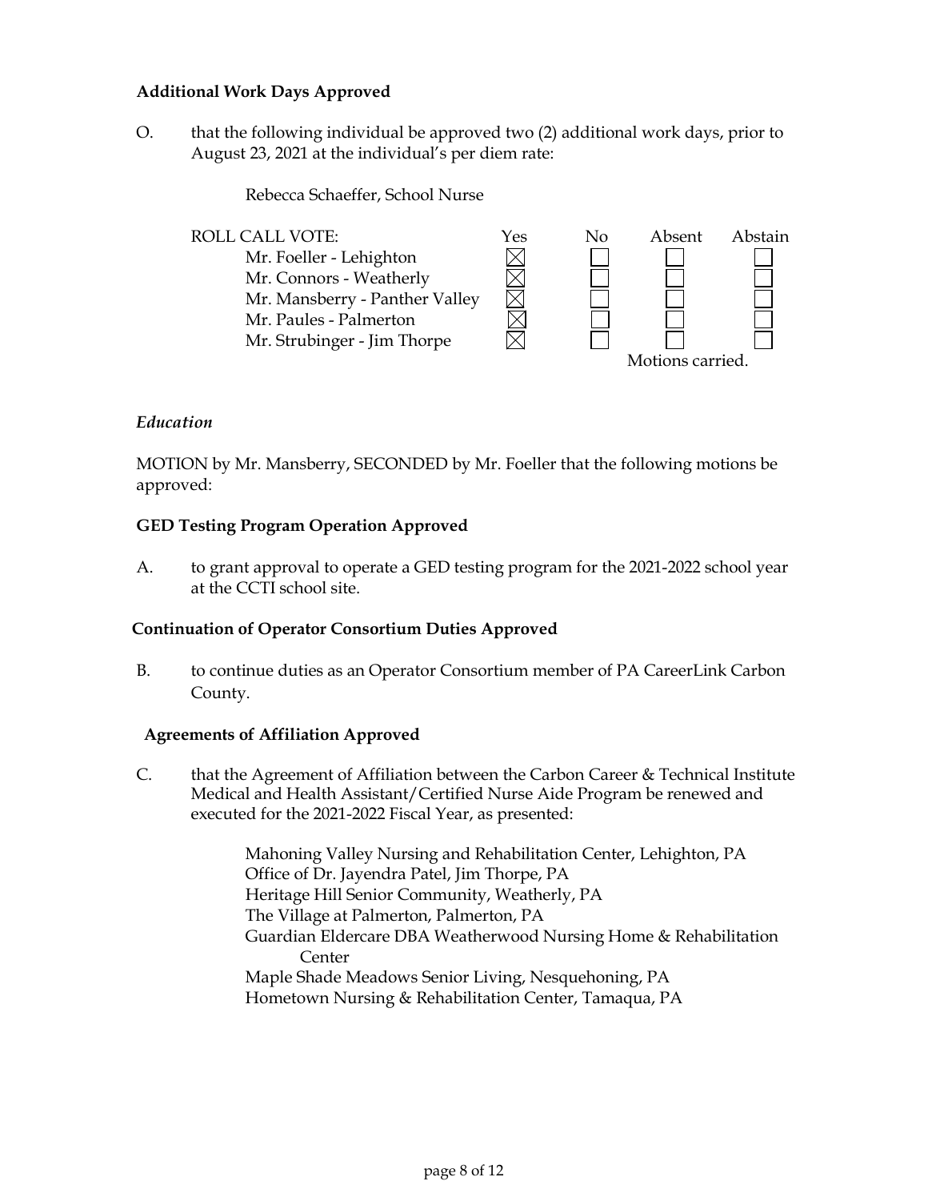**Additional Work Days Approved**

O. that the following individual be approved two (2) additional work days, prior to August 23, 2021 at the individual's per diem rate:

Rebecca Schaeffer, School Nurse

| ROLL CALL VOTE: | Yes | No | Absent | Abstain |
|---|---|---|---|---|
| Mr. Foeller - Lehighton | ☒ | ☐ | ☐ | ☐ |
| Mr. Connors - Weatherly | ☒ | ☐ | ☐ | ☐ |
| Mr. Mansberry - Panther Valley | ☒ | ☐ | ☐ | ☐ |
| Mr. Paules - Palmerton | ☒ | ☐ | ☐ | ☐ |
| Mr. Strubinger - Jim Thorpe | ☒ | ☐ | ☐ | ☐ |

Motions carried.

*Education*

MOTION by Mr. Mansberry, SECONDED by Mr. Foeller that the following motions be approved:

**GED Testing Program Operation Approved**

A. to grant approval to operate a GED testing program for the 2021-2022 school year at the CCTI school site.

**Continuation of Operator Consortium Duties Approved**

B. to continue duties as an Operator Consortium member of PA CareerLink Carbon County.

**Agreements of Affiliation Approved**

C. that the Agreement of Affiliation between the Carbon Career & Technical Institute Medical and Health Assistant/Certified Nurse Aide Program be renewed and executed for the 2021-2022 Fiscal Year, as presented:

Mahoning Valley Nursing and Rehabilitation Center, Lehighton, PA
Office of Dr. Jayendra Patel, Jim Thorpe, PA
Heritage Hill Senior Community, Weatherly, PA
The Village at Palmerton, Palmerton, PA
Guardian Eldercare DBA Weatherwood Nursing Home & Rehabilitation Center
Maple Shade Meadows Senior Living, Nesquehoning, PA
Hometown Nursing & Rehabilitation Center, Tamaqua, PA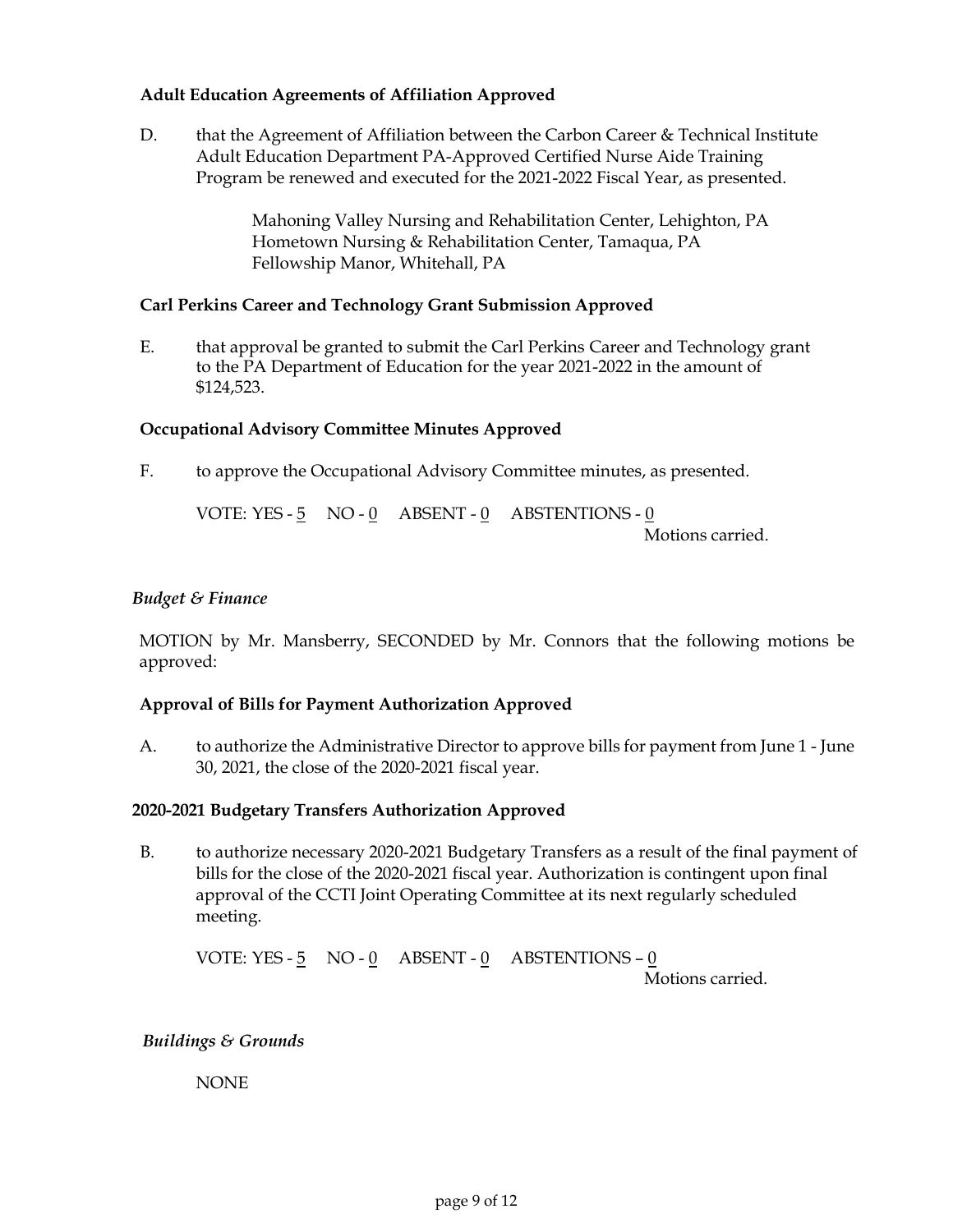**Adult Education Agreements of Affiliation Approved**

D. that the Agreement of Affiliation between the Carbon Career & Technical Institute Adult Education Department PA-Approved Certified Nurse Aide Training Program be renewed and executed for the 2021-2022 Fiscal Year, as presented.

> Mahoning Valley Nursing and Rehabilitation Center, Lehighton, PA
> Hometown Nursing & Rehabilitation Center, Tamaqua, PA
> Fellowship Manor, Whitehall, PA

**Carl Perkins Career and Technology Grant Submission Approved**

E. that approval be granted to submit the Carl Perkins Career and Technology grant to the PA Department of Education for the year 2021-2022 in the amount of $124,523.

**Occupational Advisory Committee Minutes Approved**

F. to approve the Occupational Advisory Committee minutes, as presented.

VOTE: YES - 5 NO - 0 ABSENT - 0 ABSTENTIONS - 0

Motions carried.

*Budget & Finance*

MOTION by Mr. Mansberry, SECONDED by Mr. Connors that the following motions be approved:

**Approval of Bills for Payment Authorization Approved**

A. to authorize the Administrative Director to approve bills for payment from June 1 - June 30, 2021, the close of the 2020-2021 fiscal year.

**2020-2021 Budgetary Transfers Authorization Approved**

B. to authorize necessary 2020-2021 Budgetary Transfers as a result of the final payment of bills for the close of the 2020-2021 fiscal year. Authorization is contingent upon final approval of the CCTI Joint Operating Committee at its next regularly scheduled meeting.

VOTE: YES - 5 NO - 0 ABSENT - 0 ABSTENTIONS – 0

Motions carried.

*Buildings & Grounds*

NONE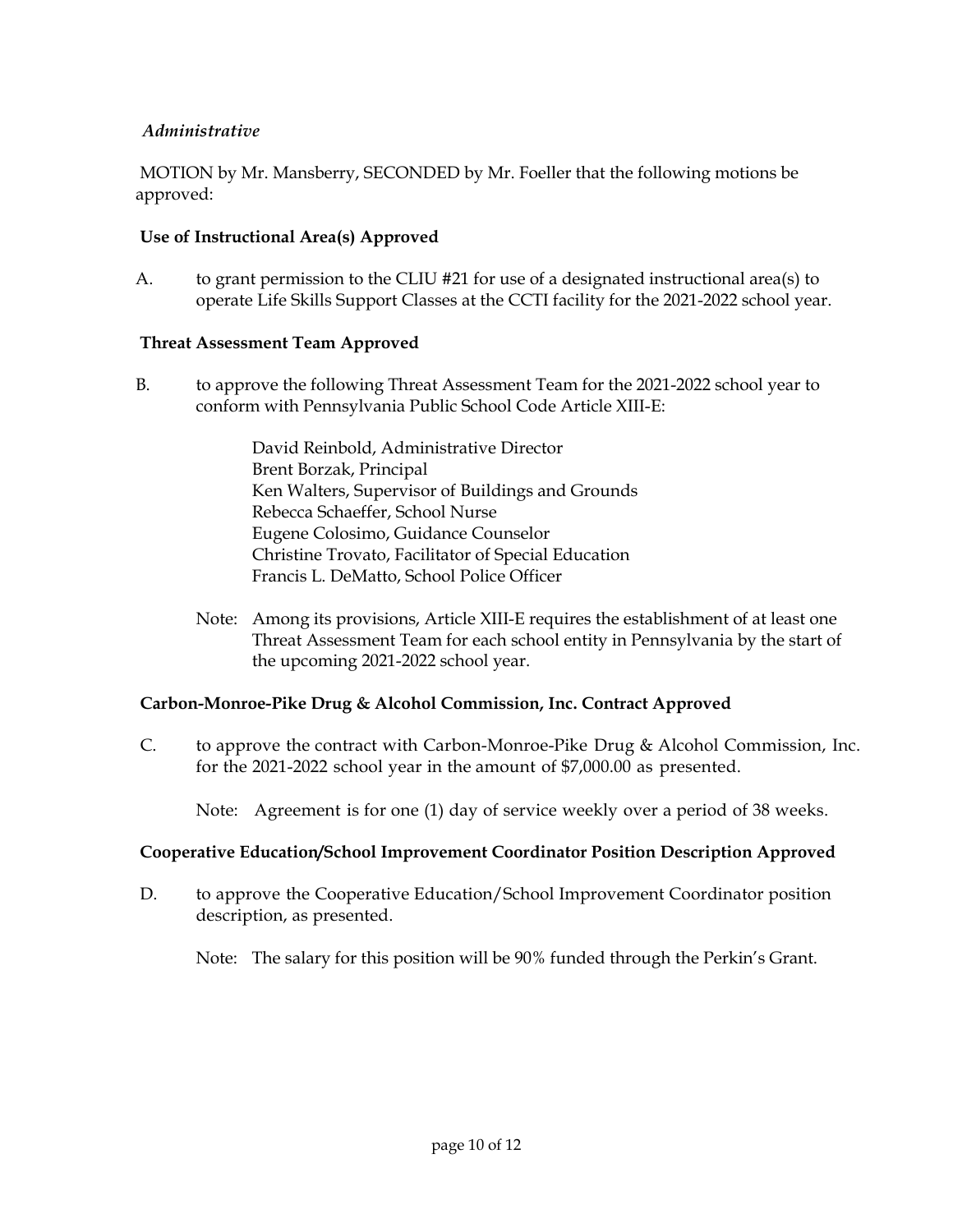*Administrative*

MOTION by Mr. Mansberry, SECONDED by Mr. Foeller that the following motions be approved:

**Use of Instructional Area(s) Approved**

A. to grant permission to the CLIU #21 for use of a designated instructional area(s) to operate Life Skills Support Classes at the CCTI facility for the 2021-2022 school year.

**Threat Assessment Team Approved**

B. to approve the following Threat Assessment Team for the 2021-2022 school year to conform with Pennsylvania Public School Code Article XIII-E:

David Reinbold, Administrative Director
Brent Borzak, Principal
Ken Walters, Supervisor of Buildings and Grounds
Rebecca Schaeffer, School Nurse
Eugene Colosimo, Guidance Counselor
Christine Trovato, Facilitator of Special Education
Francis L. DeMatto, School Police Officer

Note: Among its provisions, Article XIII-E requires the establishment of at least one Threat Assessment Team for each school entity in Pennsylvania by the start of the upcoming 2021-2022 school year.

**Carbon-Monroe-Pike Drug & Alcohol Commission, Inc. Contract Approved**

C. to approve the contract with Carbon-Monroe-Pike Drug & Alcohol Commission, Inc. for the 2021-2022 school year in the amount of $7,000.00 as presented.

Note: Agreement is for one (1) day of service weekly over a period of 38 weeks.

**Cooperative Education/School Improvement Coordinator Position Description Approved**

D. to approve the Cooperative Education/School Improvement Coordinator position description, as presented.

Note: The salary for this position will be 90% funded through the Perkin's Grant.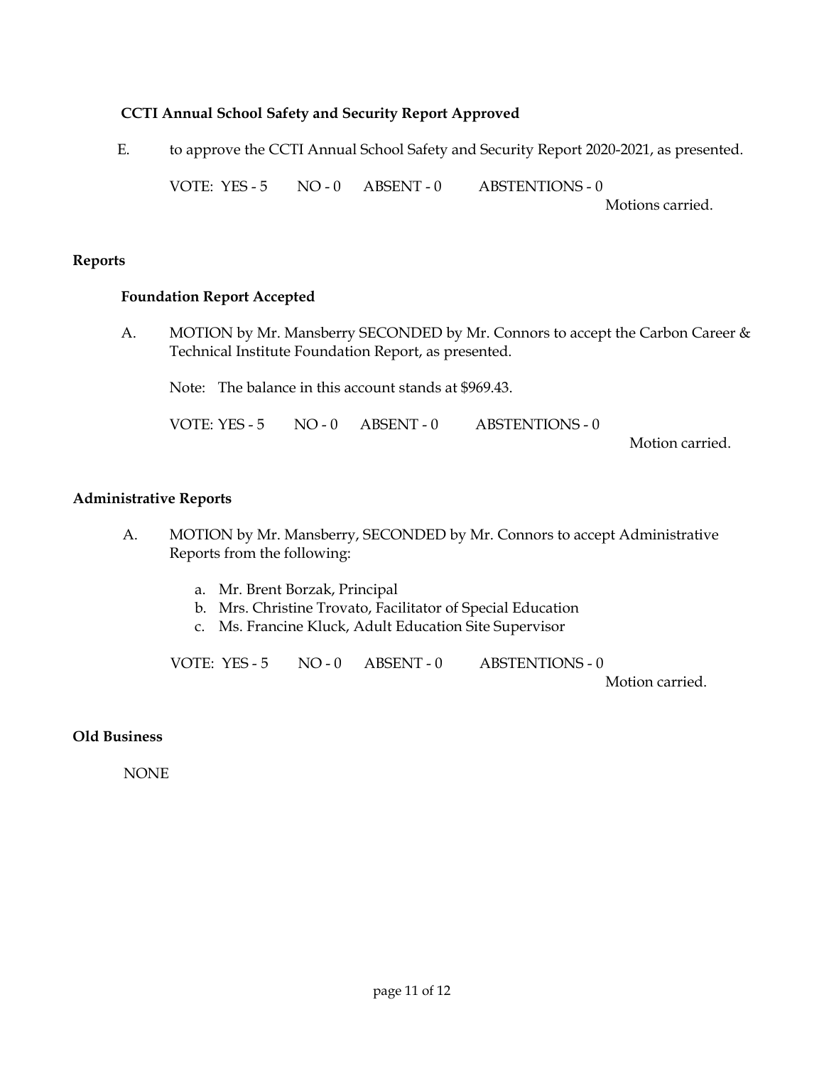**CCTI Annual School Safety and Security Report Approved**

E. to approve the CCTI Annual School Safety and Security Report 2020-2021, as presented.

VOTE: YES - 5 NO - 0 ABSENT - 0 ABSTENTIONS - 0

Motions carried.

## Reports

**Foundation Report Accepted**

A. MOTION by Mr. Mansberry SECONDED by Mr. Connors to accept the Carbon Career & Technical Institute Foundation Report, as presented.

Note: The balance in this account stands at $969.43.

VOTE: YES - 5 NO - 0 ABSENT - 0 ABSTENTIONS - 0

Motion carried.

## Administrative Reports

A. MOTION by Mr. Mansberry, SECONDED by Mr. Connors to accept Administrative Reports from the following:

a. Mr. Brent Borzak, Principal
b. Mrs. Christine Trovato, Facilitator of Special Education
c. Ms. Francine Kluck, Adult Education Site Supervisor

VOTE: YES - 5 NO - 0 ABSENT - 0 ABSTENTIONS - 0

Motion carried.

## Old Business

NONE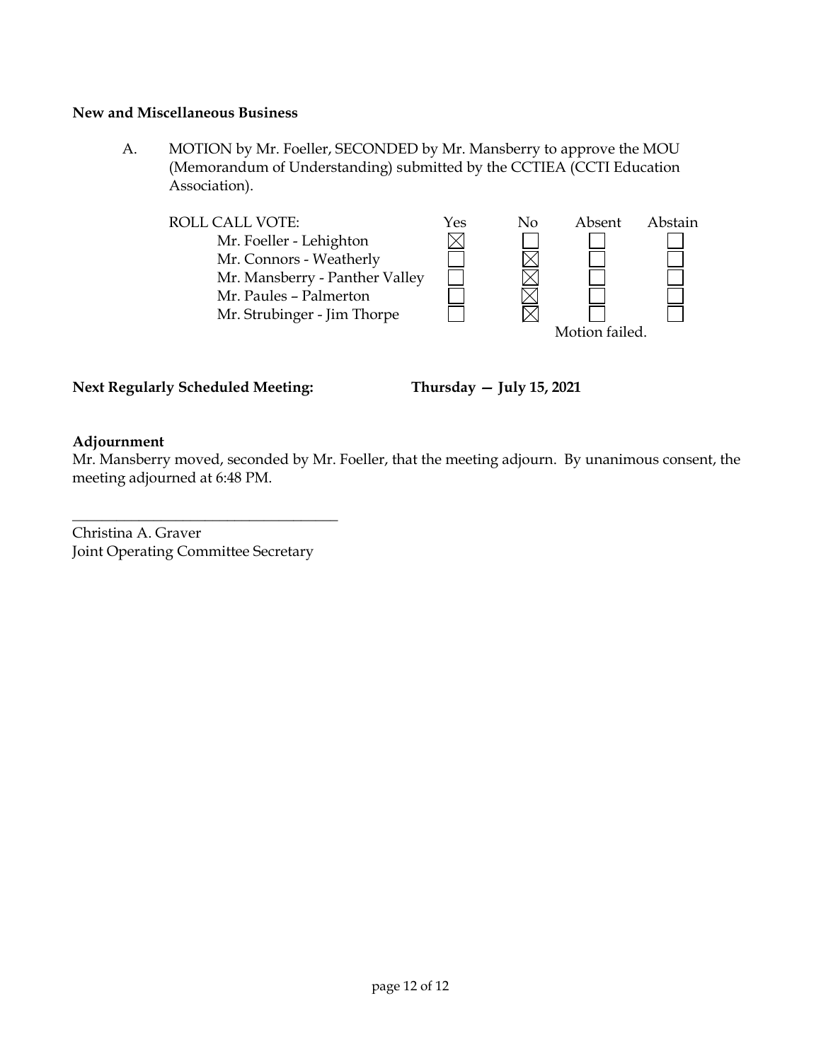**New and Miscellaneous Business**

A. MOTION by Mr. Foeller, SECONDED by Mr. Mansberry to approve the MOU (Memorandum of Understanding) submitted by the CCTIEA (CCTI Education Association).

| ROLL CALL VOTE: | Yes | No | Absent | Abstain |
|---|---|---|---|---|
| Mr. Foeller - Lehighton | ☒ | ☐ | ☐ | ☐ |
| Mr. Connors - Weatherly | ☐ | ☒ | ☐ | ☐ |
| Mr. Mansberry - Panther Valley | ☐ | ☒ | ☐ | ☐ |
| Mr. Paules – Palmerton | ☐ | ☒ | ☐ | ☐ |
| Mr. Strubinger - Jim Thorpe | ☐ | ☒ | ☐ | ☐ |

Motion failed.

**Next Regularly Scheduled Meeting:** **Thursday — July 15, 2021**

**Adjournment**

Mr. Mansberry moved, seconded by Mr. Foeller, that the meeting adjourn. By unanimous consent, the meeting adjourned at 6:48 PM.

\_\_\_\_\_\_\_\_\_\_\_\_\_\_\_\_\_\_\_\_\_\_\_\_\_\_\_\_\_\_\_\_\_\_\_\_

Christina A. Graver
Joint Operating Committee Secretary